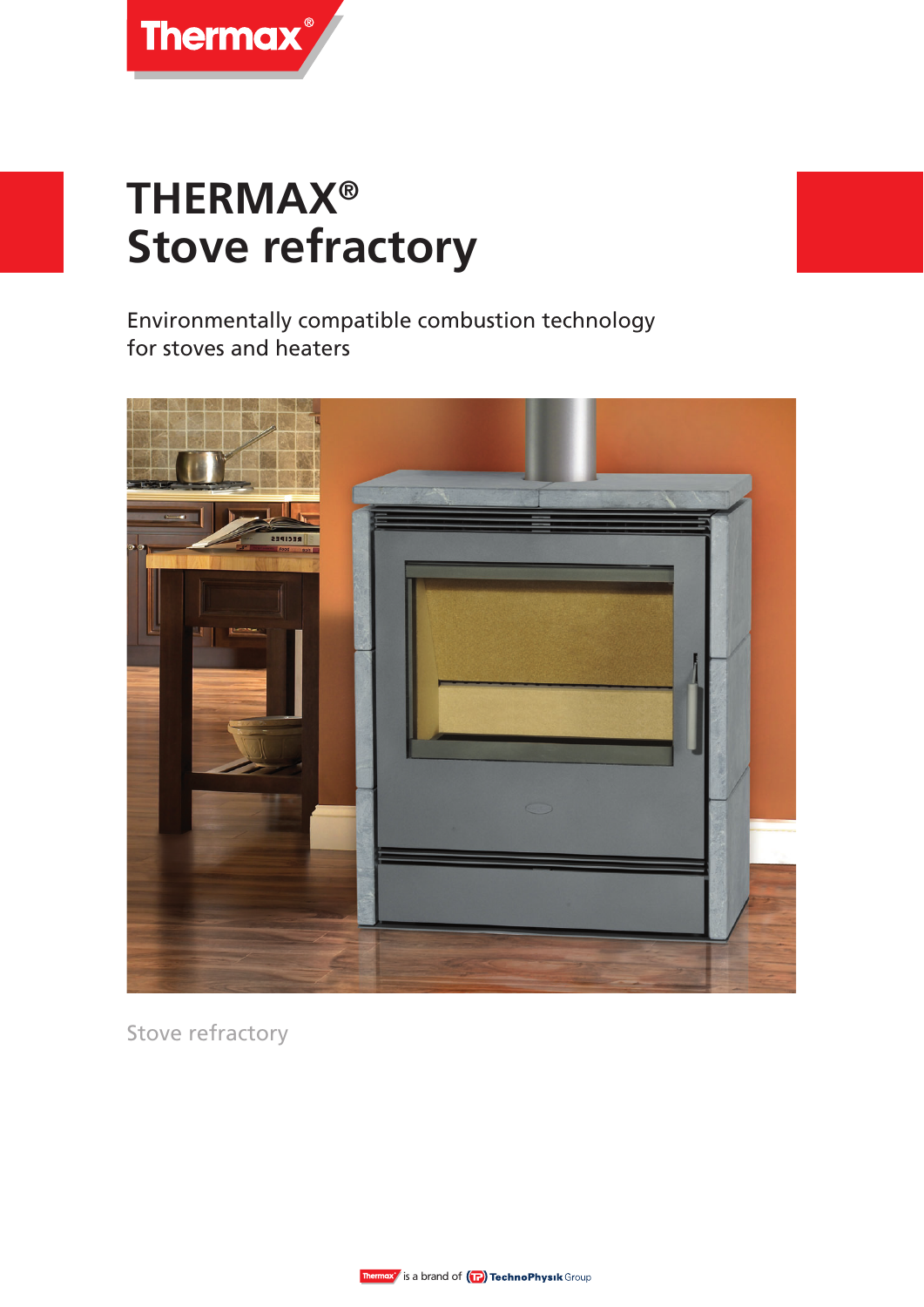# THERMAX®
# Stove refractory

Environmentally compatible combustion technology for stoves and heaters

Stove refractory

Thermax® is a brand of TechnoPhysik Group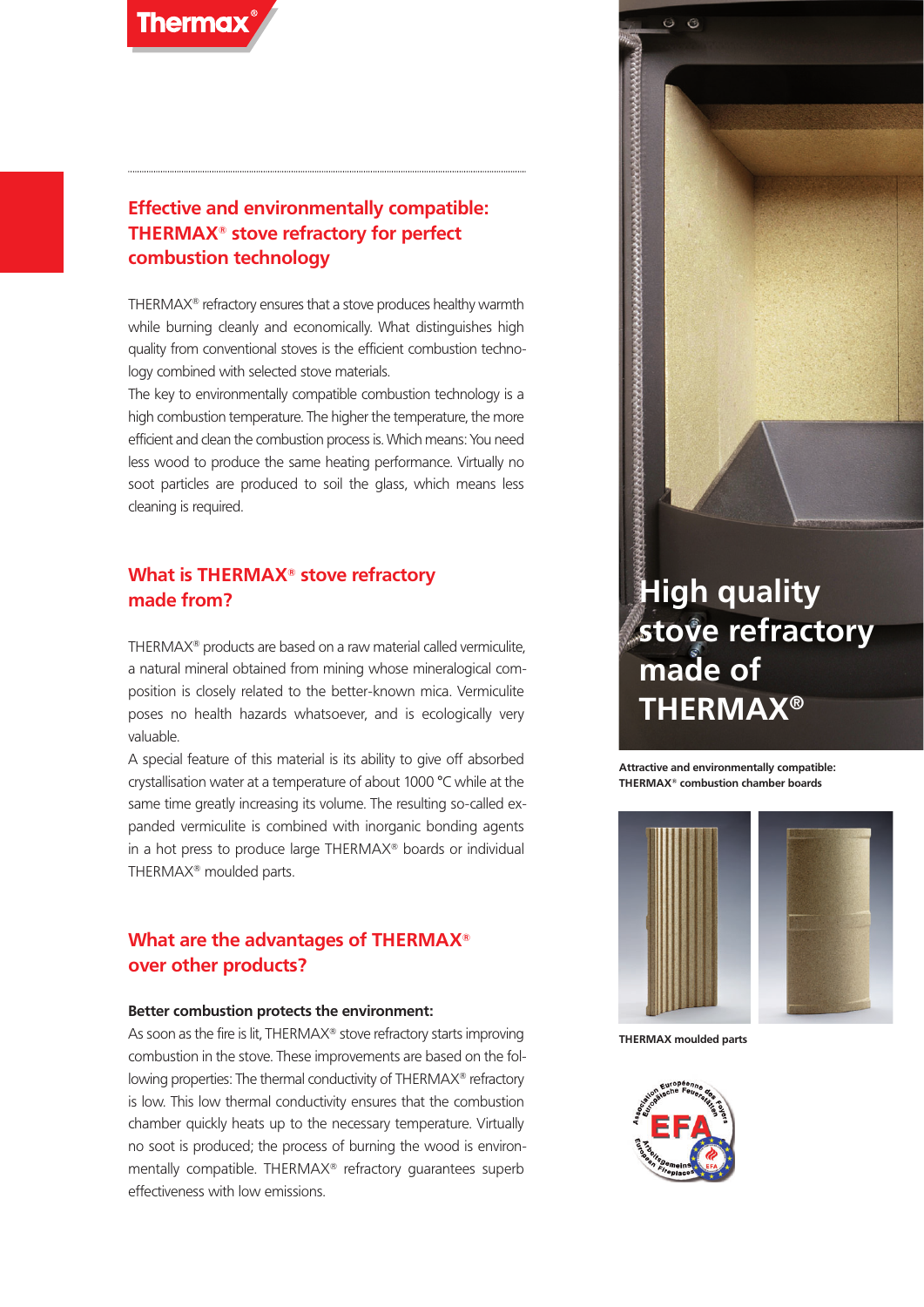## Effective and environmentally compatible: THERMAX® stove refractory for perfect combustion technology

THERMAX® refractory ensures that a stove produces healthy warmth while burning cleanly and economically. What distinguishes high quality from conventional stoves is the efficient combustion technology combined with selected stove materials.

The key to environmentally compatible combustion technology is a high combustion temperature. The higher the temperature, the more efficient and clean the combustion process is. Which means: You need less wood to produce the same heating performance. Virtually no soot particles are produced to soil the glass, which means less cleaning is required.

## What is THERMAX® stove refractory made from?

THERMAX® products are based on a raw material called vermiculite, a natural mineral obtained from mining whose mineralogical composition is closely related to the better-known mica. Vermiculite poses no health hazards whatsoever, and is ecologically very valuable.

A special feature of this material is its ability to give off absorbed crystallisation water at a temperature of about 1000 °C while at the same time greatly increasing its volume. The resulting so-called expanded vermiculite is combined with inorganic bonding agents in a hot press to produce large THERMAX® boards or individual THERMAX® moulded parts.

## What are the advantages of THERMAX® over other products?

**Better combustion protects the environment:**

As soon as the fire is lit, THERMAX® stove refractory starts improving combustion in the stove. These improvements are based on the following properties: The thermal conductivity of THERMAX® refractory is low. This low thermal conductivity ensures that the combustion chamber quickly heats up to the necessary temperature. Virtually no soot is produced; the process of burning the wood is environmentally compatible. THERMAX® refractory guarantees superb effectiveness with low emissions.

**High quality stove refractory made of THERMAX®**

Attractive and environmentally compatible: THERMAX® combustion chamber boards

THERMAX moulded parts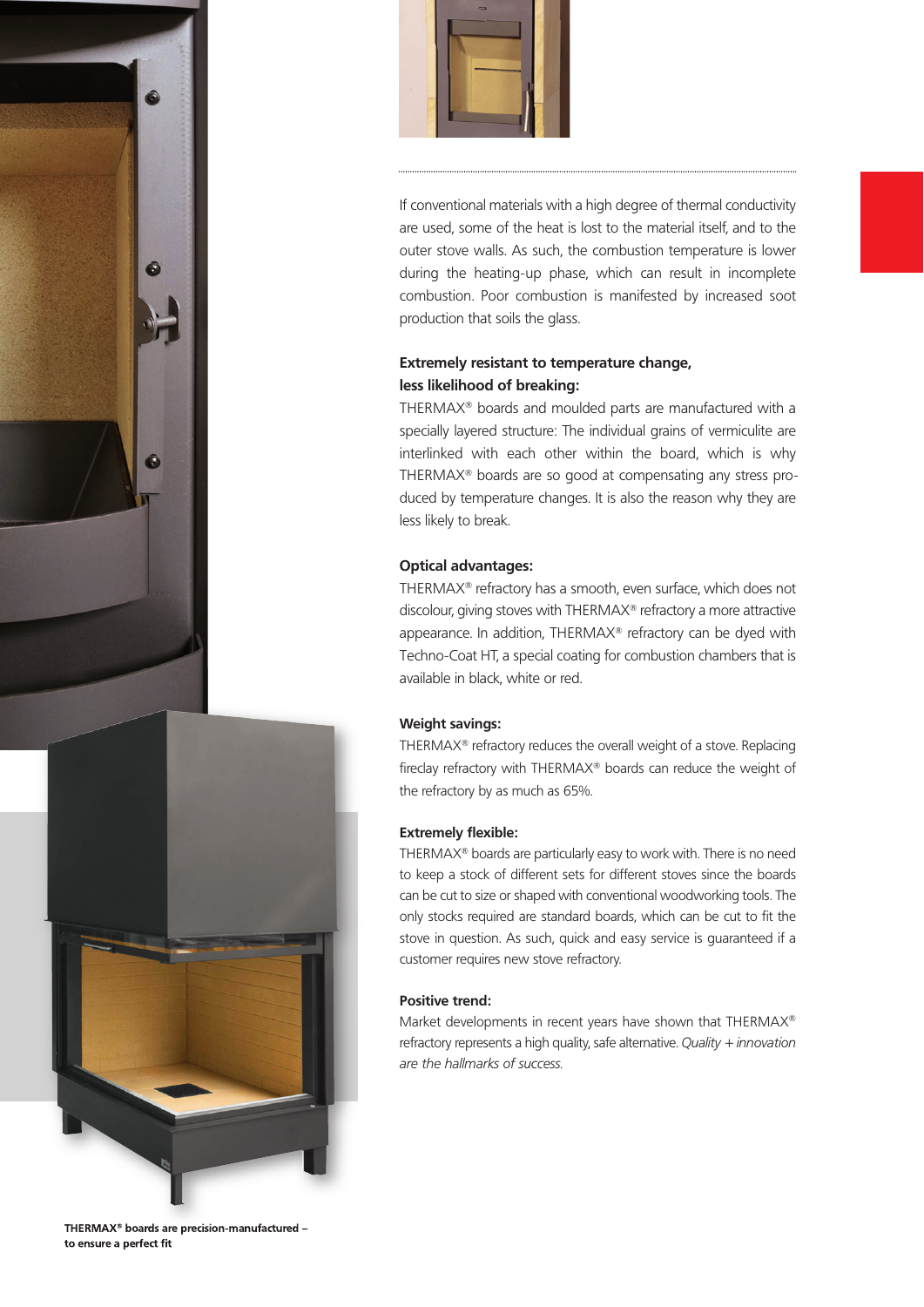If conventional materials with a high degree of thermal conductivity are used, some of the heat is lost to the material itself, and to the outer stove walls. As such, the combustion temperature is lower during the heating-up phase, which can result in incomplete combustion. Poor combustion is manifested by increased soot production that soils the glass.

**Extremely resistant to temperature change, less likelihood of breaking:**

THERMAX® boards and moulded parts are manufactured with a specially layered structure: The individual grains of vermiculite are interlinked with each other within the board, which is why THERMAX® boards are so good at compensating any stress produced by temperature changes. It is also the reason why they are less likely to break.

**Optical advantages:**

THERMAX® refractory has a smooth, even surface, which does not discolour, giving stoves with THERMAX® refractory a more attractive appearance. In addition, THERMAX® refractory can be dyed with Techno-Coat HT, a special coating for combustion chambers that is available in black, white or red.

**Weight savings:**

THERMAX® refractory reduces the overall weight of a stove. Replacing fireclay refractory with THERMAX® boards can reduce the weight of the refractory by as much as 65%.

**Extremely flexible:**

THERMAX® boards are particularly easy to work with. There is no need to keep a stock of different sets for different stoves since the boards can be cut to size or shaped with conventional woodworking tools. The only stocks required are standard boards, which can be cut to fit the stove in question. As such, quick and easy service is guaranteed if a customer requires new stove refractory.

**Positive trend:**

Market developments in recent years have shown that THERMAX® refractory represents a high quality, safe alternative. *Quality + innovation are the hallmarks of success.*

**THERMAX® boards are precision-manufactured – to ensure a perfect fit**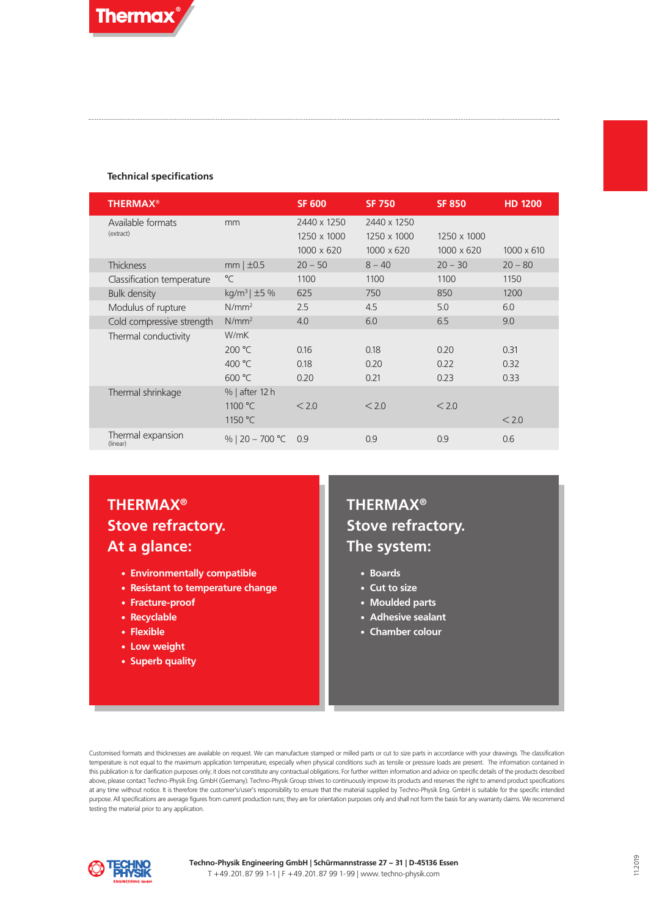## Technical specifications

| THERMAX® | | SF 600 | SF 750 | SF 850 | HD 1200 |
|---|---|---|---|---|---|
| Available formats (extract) | mm | 2440 x 1250 | 2440 x 1250 | | |
| | | 1250 x 1000 | 1250 x 1000 | 1250 x 1000 | |
| | | 1000 x 620 | 1000 x 620 | 1000 x 620 | 1000 x 610 |
| Thickness | mm \| ±0.5 | 20 – 50 | 8 – 40 | 20 – 30 | 20 – 80 |
| Classification temperature | °C | 1100 | 1100 | 1100 | 1150 |
| Bulk density | kg/m³ \| ±5 % | 625 | 750 | 850 | 1200 |
| Modulus of rupture | N/mm² | 2.5 | 4.5 | 5.0 | 6.0 |
| Cold compressive strength | N/mm² | 4.0 | 6.0 | 6.5 | 9.0 |
| Thermal conductivity | W/mK | | | | |
| | 200 °C | 0.16 | 0.18 | 0.20 | 0.31 |
| | 400 °C | 0.18 | 0.20 | 0.22 | 0.32 |
| | 600 °C | 0.20 | 0.21 | 0.23 | 0.33 |
| Thermal shrinkage | % \| after 12 h | | | | |
| | 1100 °C | < 2.0 | < 2.0 | < 2.0 | |
| | 1150 °C | | | | < 2.0 |
| Thermal expansion (linear) | % \| 20 – 700 °C | 0.9 | 0.9 | 0.9 | 0.6 |

## THERMAX® Stove refractory. At a glance:

- Environmentally compatible
- Resistant to temperature change
- Fracture-proof
- Recyclable
- Flexible
- Low weight
- Superb quality

## THERMAX® Stove refractory. The system:

- Boards
- Cut to size
- Moulded parts
- Adhesive sealant
- Chamber colour

Customised formats and thicknesses are available on request. We can manufacture stamped or milled parts or cut to size parts in accordance with your drawings. The classification temperature is not equal to the maximum application temperature, especially when physical conditions such as tensile or pressure loads are present. The information contained in this publication is for clarification purposes only; it does not constitute any contractual obligations. For further written information and advice on specific details of the products described above, please contact Techno-Physik Eng. GmbH (Germany). Techno-Physik Group strives to continuously improve its products and reserves the right to amend product specifications at any time without notice. It is therefore the customer's/user's responsibility to ensure that the material supplied by Techno-Physik Eng. GmbH is suitable for the specific intended purpose. All specifications are average figures from current production runs; they are for orientation purposes only and shall not form the basis for any warranty claims. We recommend testing the material prior to any application.

**Techno-Physik Engineering GmbH | Schürmannstrasse 27 – 31 | D-45136 Essen**
T +49.201.87 99 1-1 | F +49.201.87 99 1-99 | www. techno-physik.com

11.2019